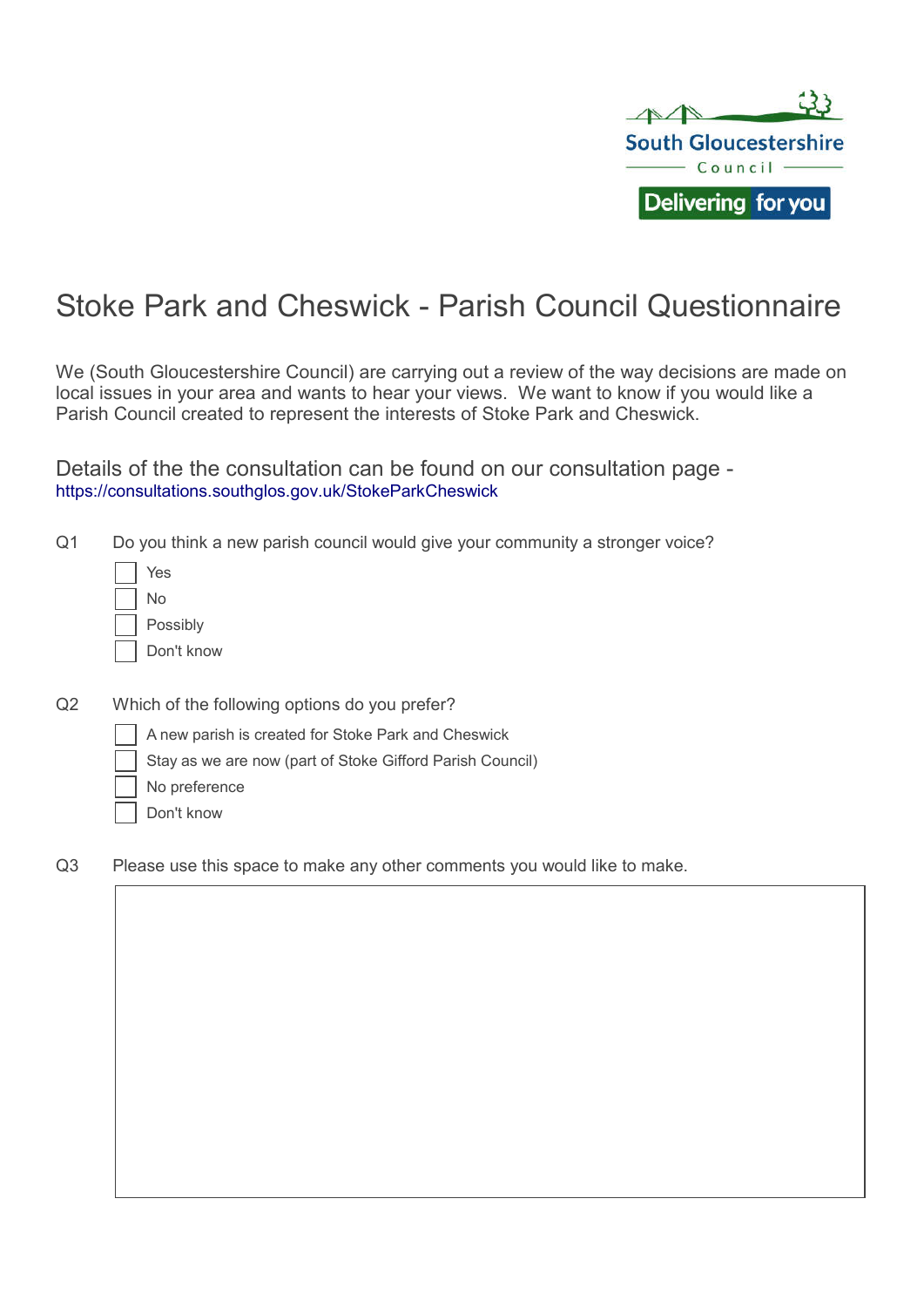South Gloucestershire Council

Delivering for you

# Stoke Park and Cheswick - Parish Council Questionnaire

We (South Gloucestershire Council) are carrying out a review of the way decisions are made on local issues in your area and wants to hear your views. We want to know if you would like a Parish Council created to represent the interests of Stoke Park and Cheswick.

Details of the the consultation can be found on our consultation page - https://consultations.southglos.gov.uk/StokeParkCheswick

Q1 Do you think a new parish council would give your community a stronger voice?

- [ ] Yes
- [ ] No
- [ ] Possibly
- [ ] Don't know

Q2 Which of the following options do you prefer?

- [ ] A new parish is created for Stoke Park and Cheswick
- [ ] Stay as we are now (part of Stoke Gifford Parish Council)
- [ ] No preference
- [ ] Don't know

Q3 Please use this space to make any other comments you would like to make.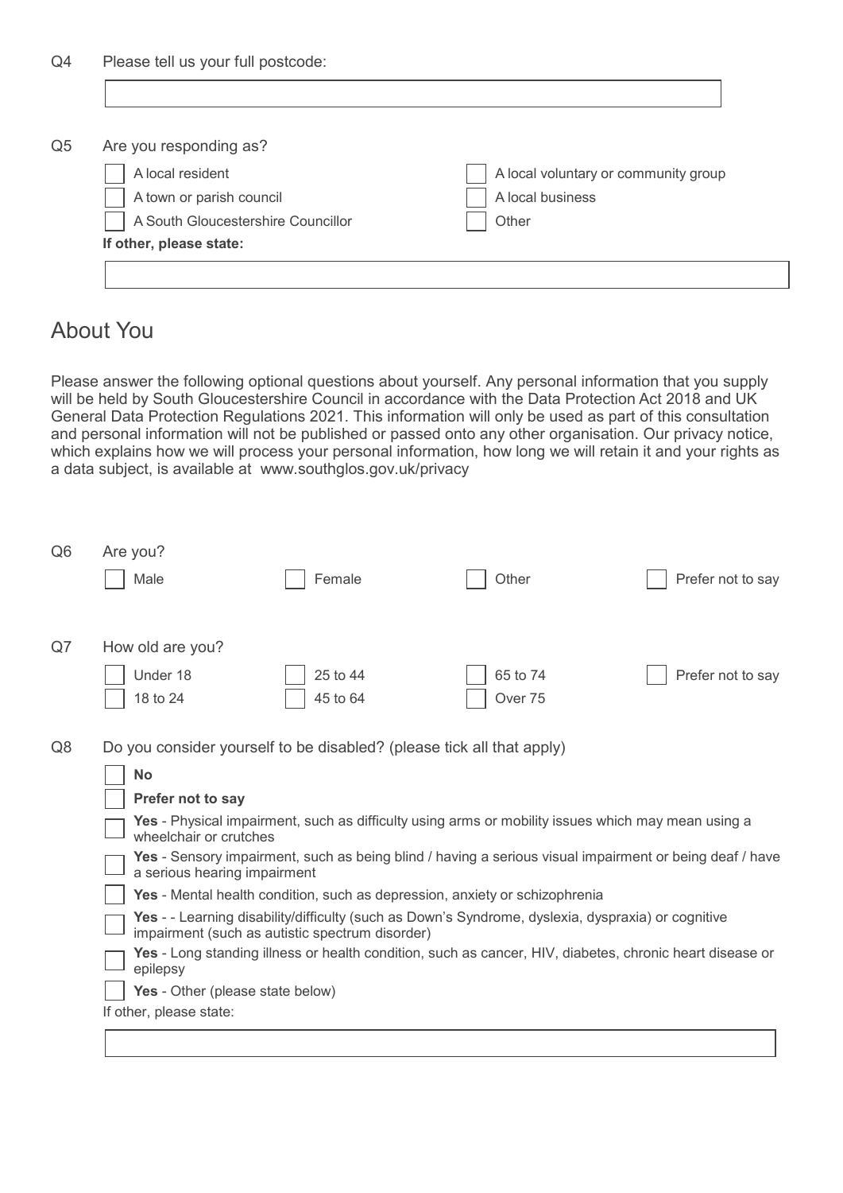Q4 Please tell us your full postcode:

\_\_\_\_\_\_\_\_\_\_\_\_\_\_\_\_\_\_\_\_\_\_\_\_\_\_\_\_\_\_\_\_

Q5 Are you responding as?

- ☐ A local resident
- ☐ A town or parish council
- ☐ A South Gloucestershire Councillor
- ☐ A local voluntary or community group
- ☐ A local business
- ☐ Other

**If other, please state:**

\_\_\_\_\_\_\_\_\_\_\_\_\_\_\_\_\_\_\_\_\_\_\_\_\_\_\_\_\_\_\_\_

## About You

Please answer the following optional questions about yourself. Any personal information that you supply will be held by South Gloucestershire Council in accordance with the Data Protection Act 2018 and UK General Data Protection Regulations 2021. This information will only be used as part of this consultation and personal information will not be published or passed onto any other organisation. Our privacy notice, which explains how we will process your personal information, how long we will retain it and your rights as a data subject, is available at www.southglos.gov.uk/privacy

Q6 Are you?

- ☐ Male
- ☐ Female
- ☐ Other
- ☐ Prefer not to say

Q7 How old are you?

- ☐ Under 18
- ☐ 18 to 24
- ☐ 25 to 44
- ☐ 45 to 64
- ☐ 65 to 74
- ☐ Over 75
- ☐ Prefer not to say

Q8 Do you consider yourself to be disabled? (please tick all that apply)

- ☐ **No**
- ☐ **Prefer not to say**
- ☐ **Yes** - Physical impairment, such as difficulty using arms or mobility issues which may mean using a wheelchair or crutches
- ☐ **Yes** - Sensory impairment, such as being blind / having a serious visual impairment or being deaf / have a serious hearing impairment
- ☐ **Yes** - Mental health condition, such as depression, anxiety or schizophrenia
- ☐ **Yes** - - Learning disability/difficulty (such as Down's Syndrome, dyslexia, dyspraxia) or cognitive impairment (such as autistic spectrum disorder)
- ☐ **Yes** - Long standing illness or health condition, such as cancer, HIV, diabetes, chronic heart disease or epilepsy
- ☐ **Yes** - Other (please state below)

If other, please state:

\_\_\_\_\_\_\_\_\_\_\_\_\_\_\_\_\_\_\_\_\_\_\_\_\_\_\_\_\_\_\_\_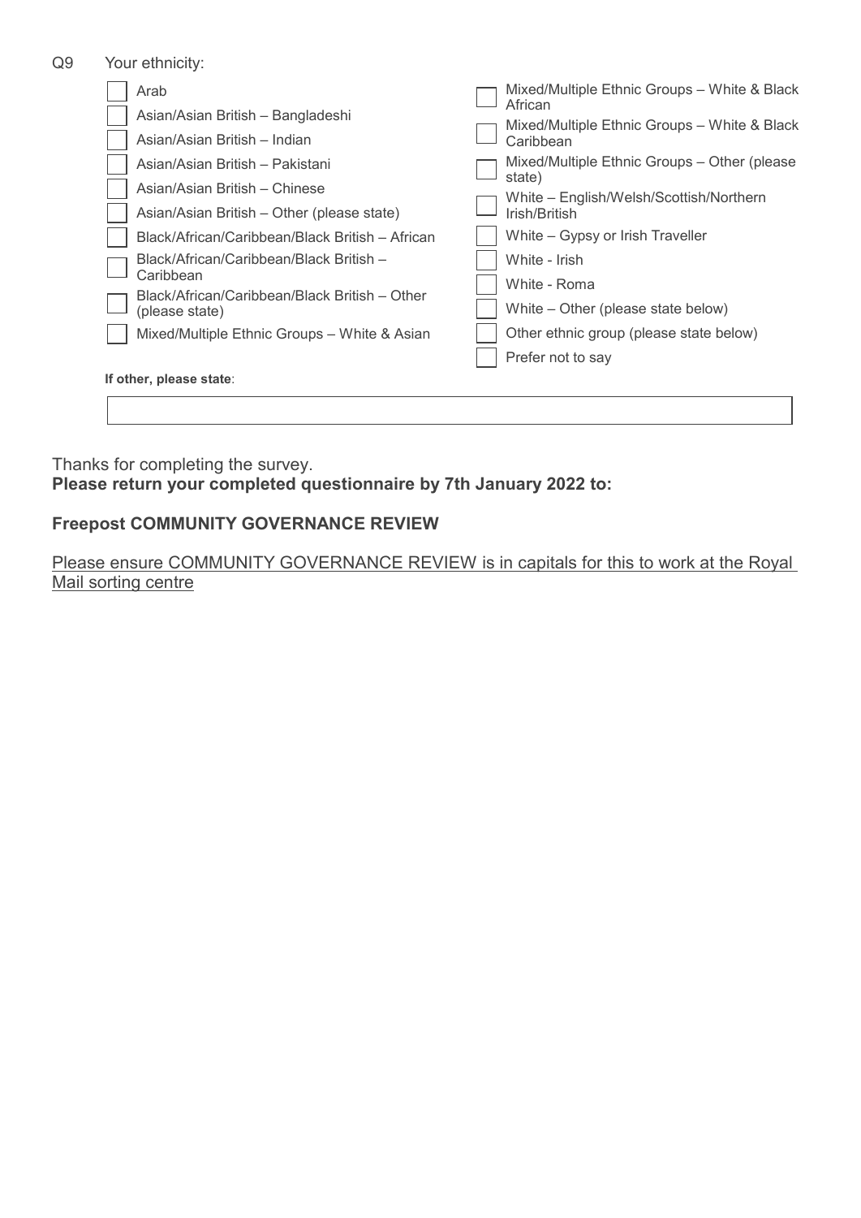Q9 Your ethnicity:

- [ ] Arab
- [ ] Asian/Asian British – Bangladeshi
- [ ] Asian/Asian British – Indian
- [ ] Asian/Asian British – Pakistani
- [ ] Asian/Asian British – Chinese
- [ ] Asian/Asian British – Other (please state)
- [ ] Black/African/Caribbean/Black British – African
- [ ] Black/African/Caribbean/Black British – Caribbean
- [ ] Black/African/Caribbean/Black British – Other (please state)
- [ ] Mixed/Multiple Ethnic Groups – White & Asian
- [ ] Mixed/Multiple Ethnic Groups – White & Black African
- [ ] Mixed/Multiple Ethnic Groups – White & Black Caribbean
- [ ] Mixed/Multiple Ethnic Groups – Other (please state)
- [ ] White – English/Welsh/Scottish/Northern Irish/British
- [ ] White – Gypsy or Irish Traveller
- [ ] White - Irish
- [ ] White - Roma
- [ ] White – Other (please state below)
- [ ] Other ethnic group (please state below)
- [ ] Prefer not to say

**If other, please state**:

\_\_\_\_\_\_\_\_\_\_\_\_\_\_\_\_\_\_\_\_\_\_\_\_\_\_\_\_\_\_\_\_\_\_\_\_\_\_\_\_

Thanks for completing the survey.
**Please return your completed questionnaire by 7th January 2022 to:**

**Freepost COMMUNITY GOVERNANCE REVIEW**

<u>Please ensure COMMUNITY GOVERNANCE REVIEW is in capitals for this to work at the Royal Mail sorting centre</u>